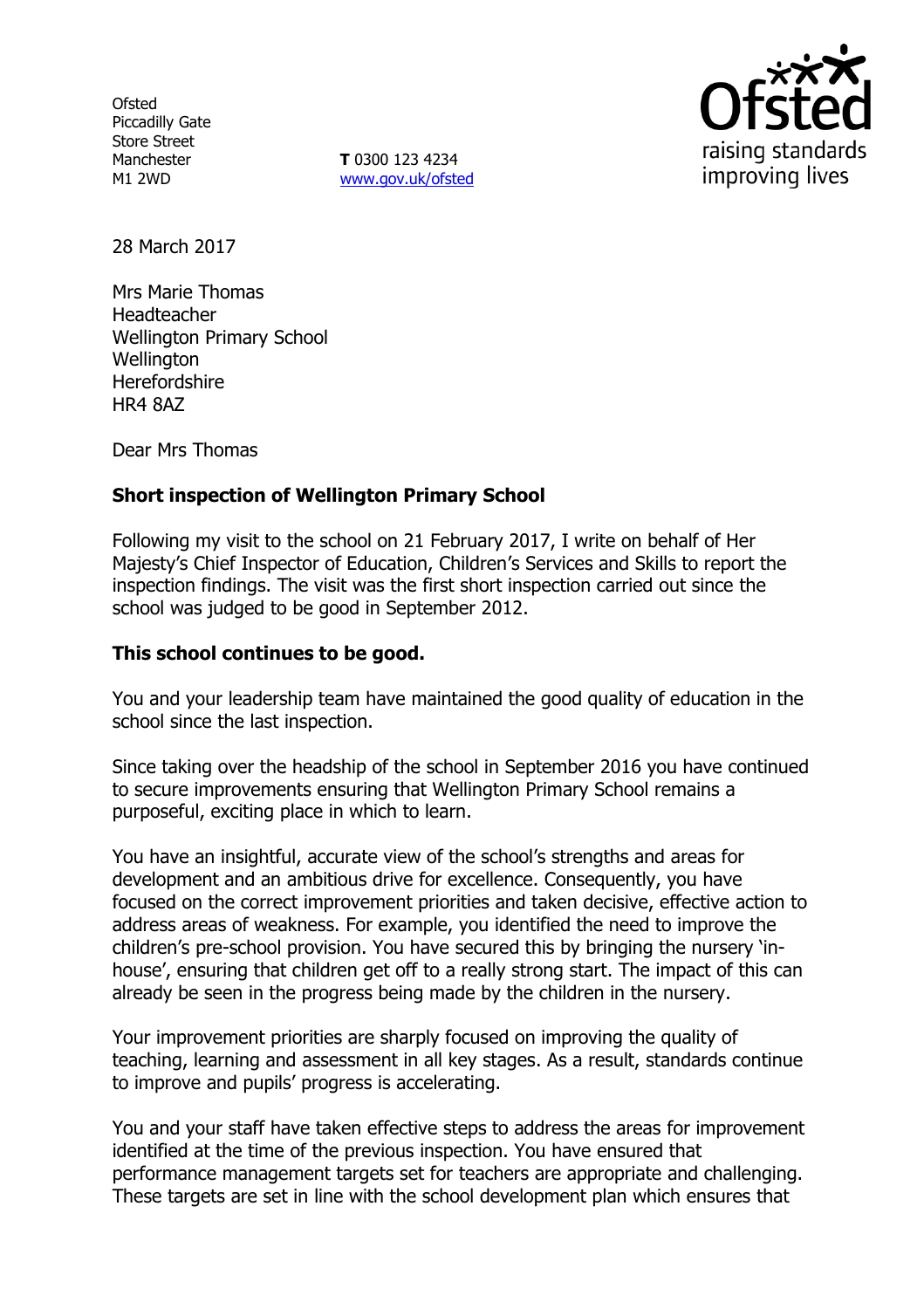Ofsted
Piccadilly Gate
Store Street
Manchester
M1 2WD

**T** 0300 123 4234
www.gov.uk/ofsted

28 March 2017

Mrs Marie Thomas
Headteacher
Wellington Primary School
Wellington
Herefordshire
HR4 8AZ

Dear Mrs Thomas

**Short inspection of Wellington Primary School**

Following my visit to the school on 21 February 2017, I write on behalf of Her Majesty's Chief Inspector of Education, Children's Services and Skills to report the inspection findings. The visit was the first short inspection carried out since the school was judged to be good in September 2012.

**This school continues to be good.**

You and your leadership team have maintained the good quality of education in the school since the last inspection.

Since taking over the headship of the school in September 2016 you have continued to secure improvements ensuring that Wellington Primary School remains a purposeful, exciting place in which to learn.

You have an insightful, accurate view of the school's strengths and areas for development and an ambitious drive for excellence. Consequently, you have focused on the correct improvement priorities and taken decisive, effective action to address areas of weakness. For example, you identified the need to improve the children's pre-school provision. You have secured this by bringing the nursery 'in-house', ensuring that children get off to a really strong start. The impact of this can already be seen in the progress being made by the children in the nursery.

Your improvement priorities are sharply focused on improving the quality of teaching, learning and assessment in all key stages. As a result, standards continue to improve and pupils' progress is accelerating.

You and your staff have taken effective steps to address the areas for improvement identified at the time of the previous inspection. You have ensured that performance management targets set for teachers are appropriate and challenging. These targets are set in line with the school development plan which ensures that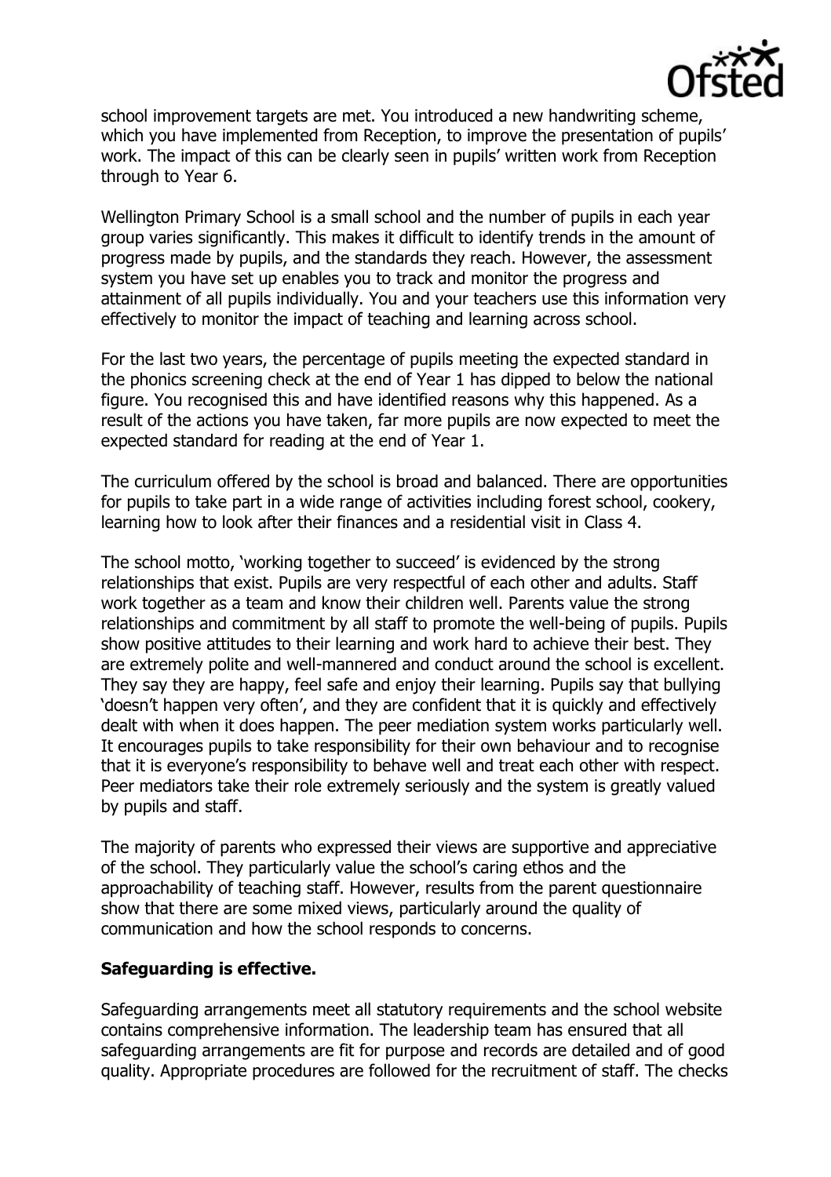school improvement targets are met. You introduced a new handwriting scheme, which you have implemented from Reception, to improve the presentation of pupils' work. The impact of this can be clearly seen in pupils' written work from Reception through to Year 6.

Wellington Primary School is a small school and the number of pupils in each year group varies significantly. This makes it difficult to identify trends in the amount of progress made by pupils, and the standards they reach. However, the assessment system you have set up enables you to track and monitor the progress and attainment of all pupils individually. You and your teachers use this information very effectively to monitor the impact of teaching and learning across school.

For the last two years, the percentage of pupils meeting the expected standard in the phonics screening check at the end of Year 1 has dipped to below the national figure. You recognised this and have identified reasons why this happened. As a result of the actions you have taken, far more pupils are now expected to meet the expected standard for reading at the end of Year 1.

The curriculum offered by the school is broad and balanced. There are opportunities for pupils to take part in a wide range of activities including forest school, cookery, learning how to look after their finances and a residential visit in Class 4.

The school motto, 'working together to succeed' is evidenced by the strong relationships that exist. Pupils are very respectful of each other and adults. Staff work together as a team and know their children well. Parents value the strong relationships and commitment by all staff to promote the well-being of pupils. Pupils show positive attitudes to their learning and work hard to achieve their best. They are extremely polite and well-mannered and conduct around the school is excellent. They say they are happy, feel safe and enjoy their learning. Pupils say that bullying 'doesn't happen very often', and they are confident that it is quickly and effectively dealt with when it does happen. The peer mediation system works particularly well. It encourages pupils to take responsibility for their own behaviour and to recognise that it is everyone's responsibility to behave well and treat each other with respect. Peer mediators take their role extremely seriously and the system is greatly valued by pupils and staff.

The majority of parents who expressed their views are supportive and appreciative of the school. They particularly value the school's caring ethos and the approachability of teaching staff. However, results from the parent questionnaire show that there are some mixed views, particularly around the quality of communication and how the school responds to concerns.

**Safeguarding is effective.**

Safeguarding arrangements meet all statutory requirements and the school website contains comprehensive information. The leadership team has ensured that all safeguarding arrangements are fit for purpose and records are detailed and of good quality. Appropriate procedures are followed for the recruitment of staff. The checks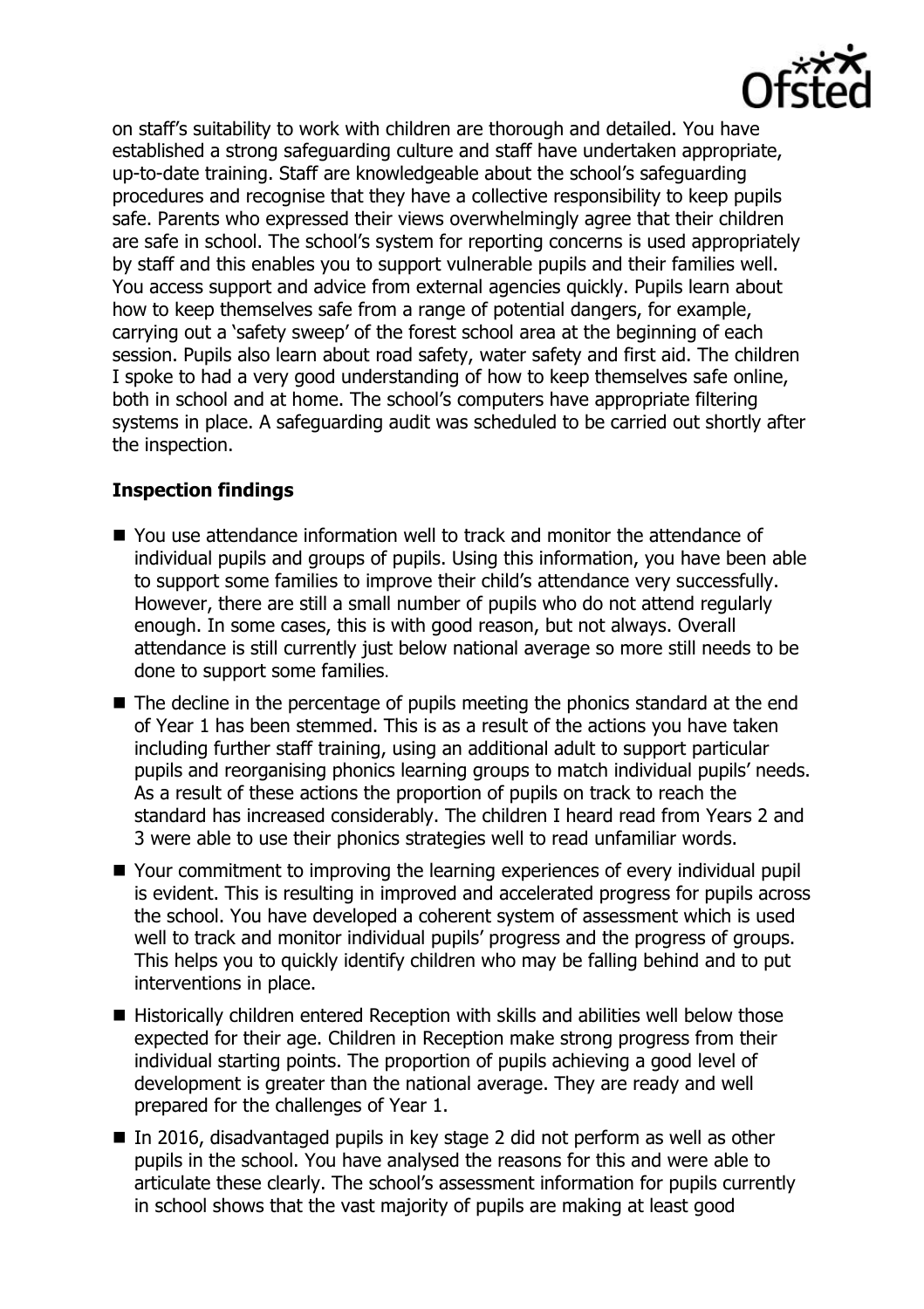on staff's suitability to work with children are thorough and detailed. You have established a strong safeguarding culture and staff have undertaken appropriate, up-to-date training. Staff are knowledgeable about the school's safeguarding procedures and recognise that they have a collective responsibility to keep pupils safe. Parents who expressed their views overwhelmingly agree that their children are safe in school. The school's system for reporting concerns is used appropriately by staff and this enables you to support vulnerable pupils and their families well. You access support and advice from external agencies quickly. Pupils learn about how to keep themselves safe from a range of potential dangers, for example, carrying out a 'safety sweep' of the forest school area at the beginning of each session. Pupils also learn about road safety, water safety and first aid. The children I spoke to had a very good understanding of how to keep themselves safe online, both in school and at home. The school's computers have appropriate filtering systems in place. A safeguarding audit was scheduled to be carried out shortly after the inspection.

**Inspection findings**

- You use attendance information well to track and monitor the attendance of individual pupils and groups of pupils. Using this information, you have been able to support some families to improve their child's attendance very successfully. However, there are still a small number of pupils who do not attend regularly enough. In some cases, this is with good reason, but not always. Overall attendance is still currently just below national average so more still needs to be done to support some families.
- The decline in the percentage of pupils meeting the phonics standard at the end of Year 1 has been stemmed. This is as a result of the actions you have taken including further staff training, using an additional adult to support particular pupils and reorganising phonics learning groups to match individual pupils' needs. As a result of these actions the proportion of pupils on track to reach the standard has increased considerably. The children I heard read from Years 2 and 3 were able to use their phonics strategies well to read unfamiliar words.
- Your commitment to improving the learning experiences of every individual pupil is evident. This is resulting in improved and accelerated progress for pupils across the school. You have developed a coherent system of assessment which is used well to track and monitor individual pupils' progress and the progress of groups. This helps you to quickly identify children who may be falling behind and to put interventions in place.
- Historically children entered Reception with skills and abilities well below those expected for their age. Children in Reception make strong progress from their individual starting points. The proportion of pupils achieving a good level of development is greater than the national average. They are ready and well prepared for the challenges of Year 1.
- In 2016, disadvantaged pupils in key stage 2 did not perform as well as other pupils in the school. You have analysed the reasons for this and were able to articulate these clearly. The school's assessment information for pupils currently in school shows that the vast majority of pupils are making at least good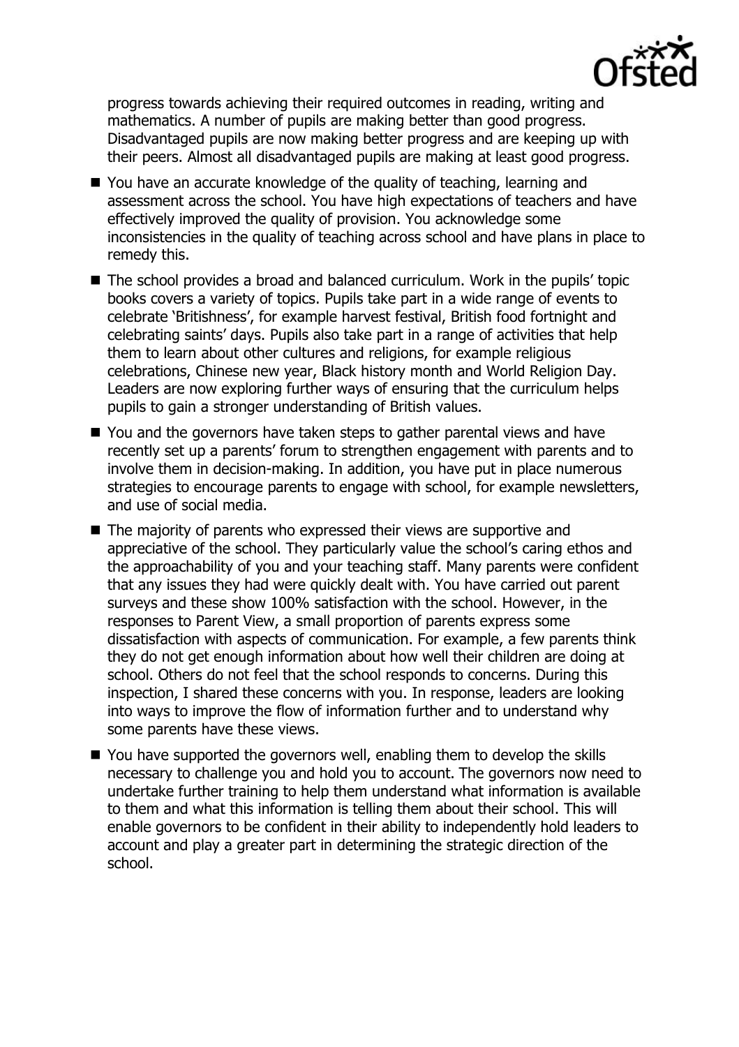progress towards achieving their required outcomes in reading, writing and mathematics. A number of pupils are making better than good progress. Disadvantaged pupils are now making better progress and are keeping up with their peers. Almost all disadvantaged pupils are making at least good progress.

- You have an accurate knowledge of the quality of teaching, learning and assessment across the school. You have high expectations of teachers and have effectively improved the quality of provision. You acknowledge some inconsistencies in the quality of teaching across school and have plans in place to remedy this.
- The school provides a broad and balanced curriculum. Work in the pupils' topic books covers a variety of topics. Pupils take part in a wide range of events to celebrate 'Britishness', for example harvest festival, British food fortnight and celebrating saints' days. Pupils also take part in a range of activities that help them to learn about other cultures and religions, for example religious celebrations, Chinese new year, Black history month and World Religion Day. Leaders are now exploring further ways of ensuring that the curriculum helps pupils to gain a stronger understanding of British values.
- You and the governors have taken steps to gather parental views and have recently set up a parents' forum to strengthen engagement with parents and to involve them in decision-making. In addition, you have put in place numerous strategies to encourage parents to engage with school, for example newsletters, and use of social media.
- The majority of parents who expressed their views are supportive and appreciative of the school. They particularly value the school's caring ethos and the approachability of you and your teaching staff. Many parents were confident that any issues they had were quickly dealt with. You have carried out parent surveys and these show 100% satisfaction with the school. However, in the responses to Parent View, a small proportion of parents express some dissatisfaction with aspects of communication. For example, a few parents think they do not get enough information about how well their children are doing at school. Others do not feel that the school responds to concerns. During this inspection, I shared these concerns with you. In response, leaders are looking into ways to improve the flow of information further and to understand why some parents have these views.
- You have supported the governors well, enabling them to develop the skills necessary to challenge you and hold you to account. The governors now need to undertake further training to help them understand what information is available to them and what this information is telling them about their school. This will enable governors to be confident in their ability to independently hold leaders to account and play a greater part in determining the strategic direction of the school.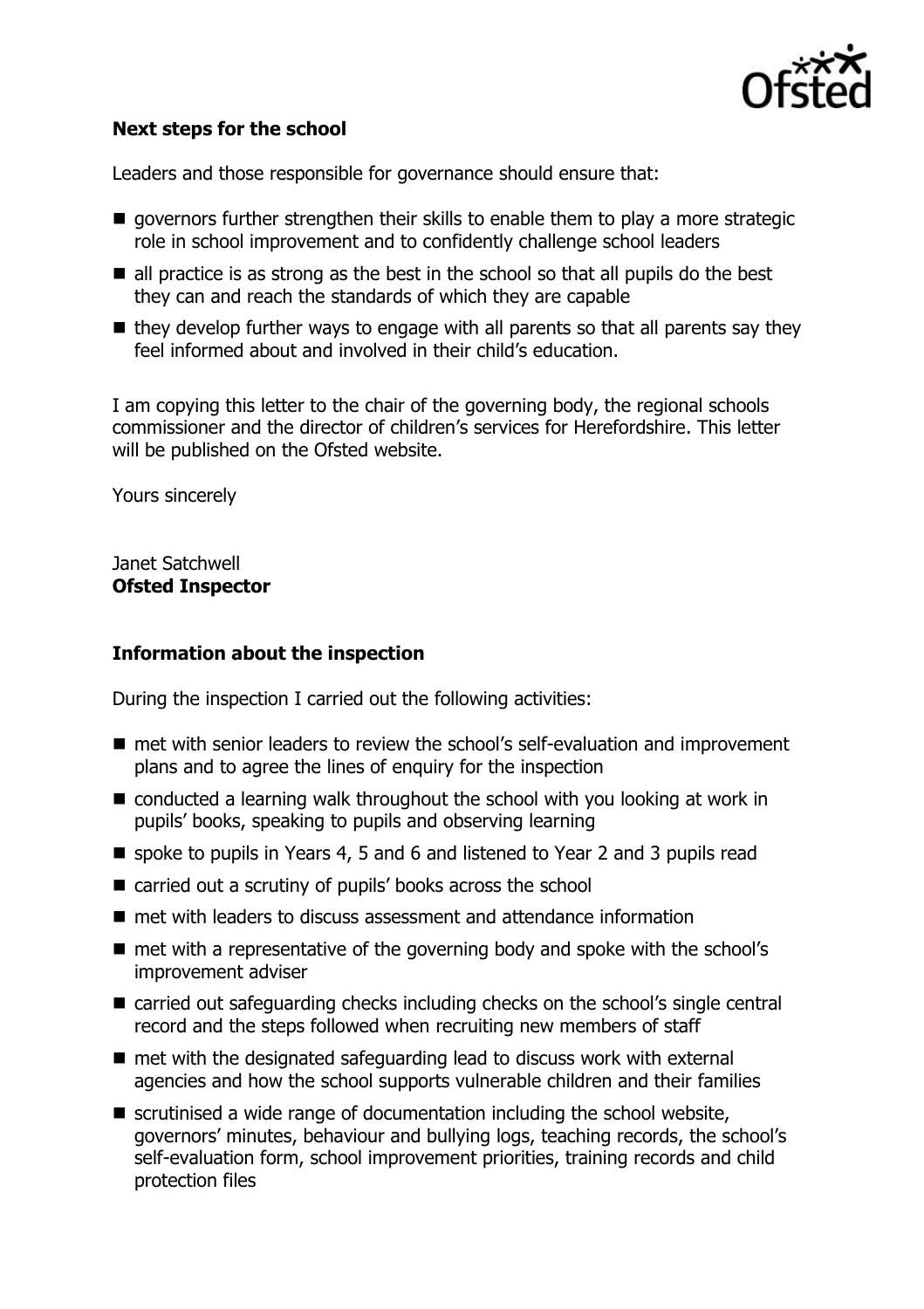### Next steps for the school

Leaders and those responsible for governance should ensure that:

- governors further strengthen their skills to enable them to play a more strategic role in school improvement and to confidently challenge school leaders
- all practice is as strong as the best in the school so that all pupils do the best they can and reach the standards of which they are capable
- they develop further ways to engage with all parents so that all parents say they feel informed about and involved in their child's education.

I am copying this letter to the chair of the governing body, the regional schools commissioner and the director of children's services for Herefordshire. This letter will be published on the Ofsted website.

Yours sincerely

Janet Satchwell
**Ofsted Inspector**

### Information about the inspection

During the inspection I carried out the following activities:

- met with senior leaders to review the school's self-evaluation and improvement plans and to agree the lines of enquiry for the inspection
- conducted a learning walk throughout the school with you looking at work in pupils' books, speaking to pupils and observing learning
- spoke to pupils in Years 4, 5 and 6 and listened to Year 2 and 3 pupils read
- carried out a scrutiny of pupils' books across the school
- met with leaders to discuss assessment and attendance information
- met with a representative of the governing body and spoke with the school's improvement adviser
- carried out safeguarding checks including checks on the school's single central record and the steps followed when recruiting new members of staff
- met with the designated safeguarding lead to discuss work with external agencies and how the school supports vulnerable children and their families
- scrutinised a wide range of documentation including the school website, governors' minutes, behaviour and bullying logs, teaching records, the school's self-evaluation form, school improvement priorities, training records and child protection files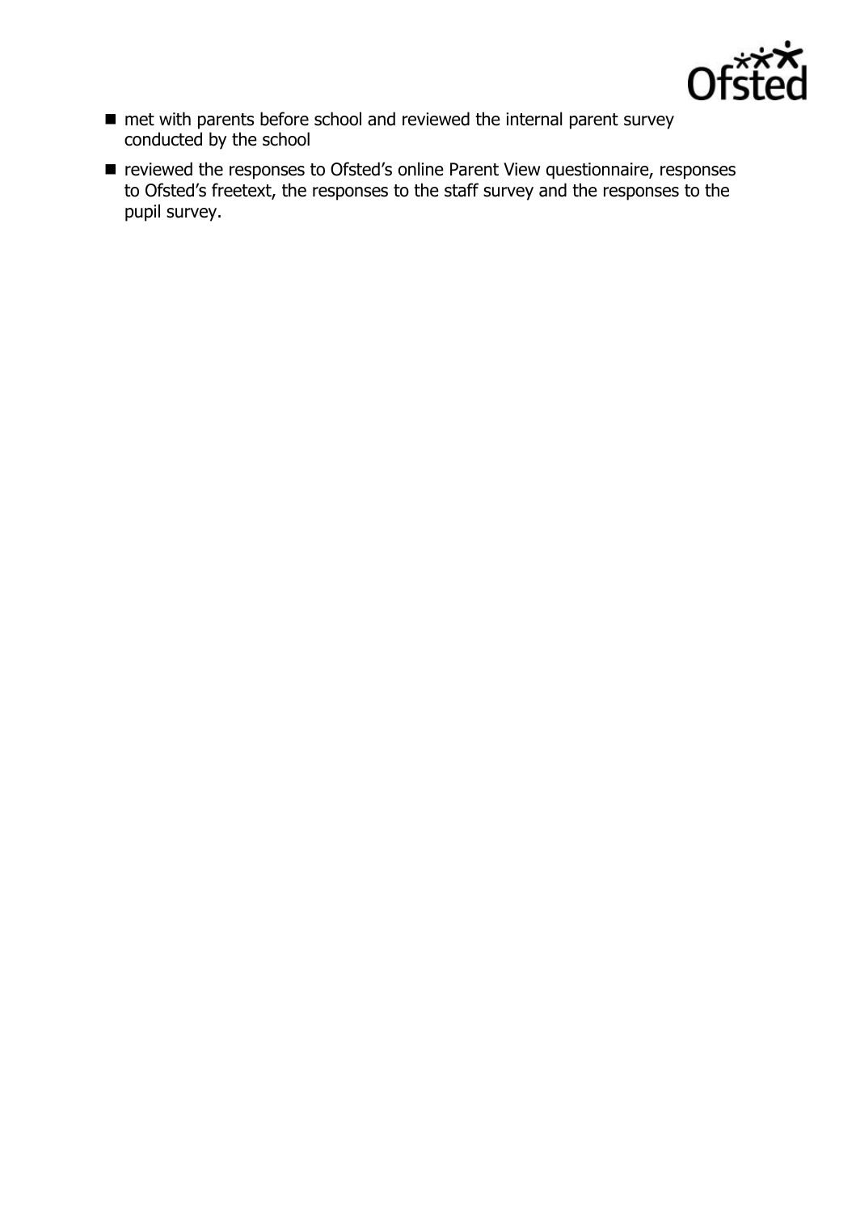- met with parents before school and reviewed the internal parent survey conducted by the school
- reviewed the responses to Ofsted's online Parent View questionnaire, responses to Ofsted's freetext, the responses to the staff survey and the responses to the pupil survey.